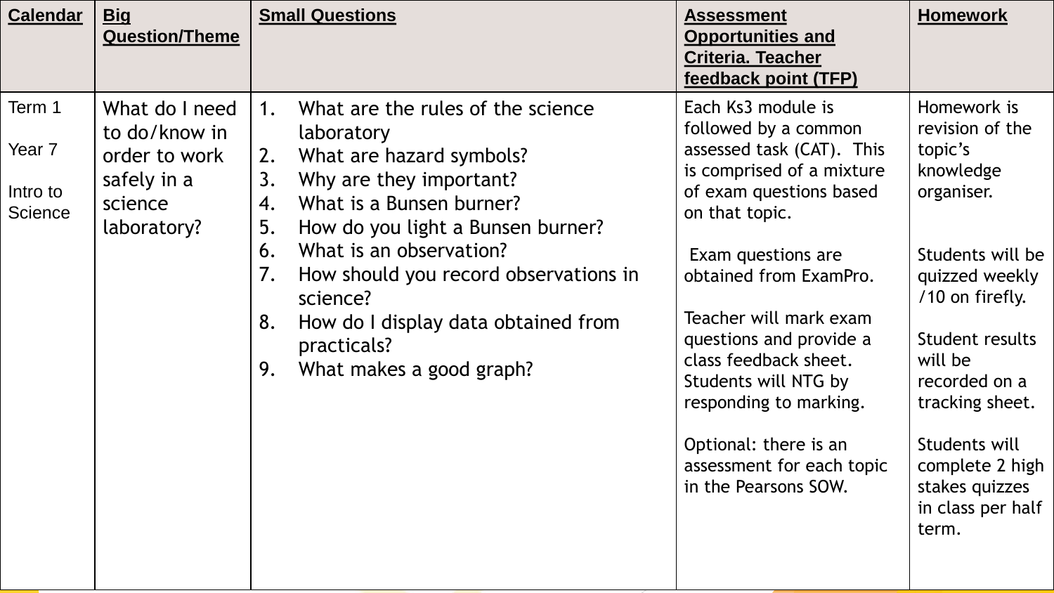| Calendar | Big Question/Theme | Small Questions | Assessment Opportunities and Criteria. Teacher feedback point (TFP) | Homework |
|---|---|---|---|---|
| Term 1<br><br>Year 7<br><br>Intro to Science | What do I need to do/know in order to work safely in a science laboratory? | 1. What are the rules of the science laboratory<br>2. What are hazard symbols?<br>3. Why are they important?<br>4. What is a Bunsen burner?<br>5. How do you light a Bunsen burner?<br>6. What is an observation?<br>7. How should you record observations in science?<br>8. How do I display data obtained from practicals?<br>9. What makes a good graph? | Each Ks3 module is followed by a common assessed task (CAT). This is comprised of a mixture of exam questions based on that topic.<br><br>Exam questions are obtained from ExamPro.<br><br>Teacher will mark exam questions and provide a class feedback sheet. Students will NTG by responding to marking.<br><br>Optional: there is an assessment for each topic in the Pearsons SOW. | Homework is revision of the topic's knowledge organiser.<br><br>Students will be quizzed weekly /10 on firefly.<br><br>Student results will be recorded on a tracking sheet.<br><br>Students will complete 2 high stakes quizzes in class per half term. |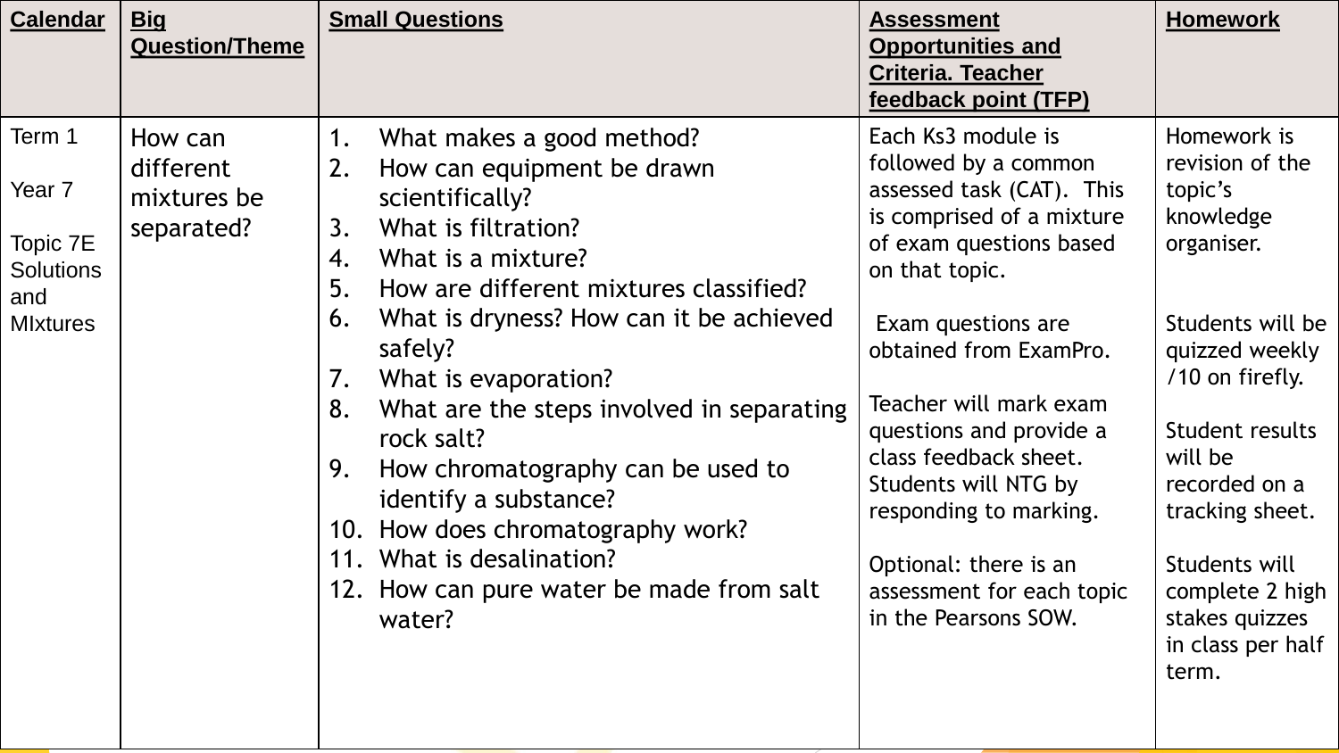| Calendar | Big Question/Theme | Small Questions | Assessment Opportunities and Criteria. Teacher feedback point (TFP) | Homework |
|---|---|---|---|---|
| Term 1<br><br>Year 7<br><br>Topic 7E Solutions and MIxtures | How can different mixtures be separated? | 1. What makes a good method?<br>2. How can equipment be drawn scientifically?<br>3. What is filtration?<br>4. What is a mixture?<br>5. How are different mixtures classified?<br>6. What is dryness? How can it be achieved safely?<br>7. What is evaporation?<br>8. What are the steps involved in separating rock salt?<br>9. How chromatography can be used to identify a substance?<br>10. How does chromatography work?<br>11. What is desalination?<br>12. How can pure water be made from salt water? | Each Ks3 module is followed by a common assessed task (CAT). This is comprised of a mixture of exam questions based on that topic.<br><br>Exam questions are obtained from ExamPro.<br><br>Teacher will mark exam questions and provide a class feedback sheet. Students will NTG by responding to marking.<br><br>Optional: there is an assessment for each topic in the Pearsons SOW. | Homework is revision of the topic's knowledge organiser.<br><br>Students will be quizzed weekly /10 on firefly.<br><br>Student results will be recorded on a tracking sheet.<br><br>Students will complete 2 high stakes quizzes in class per half term. |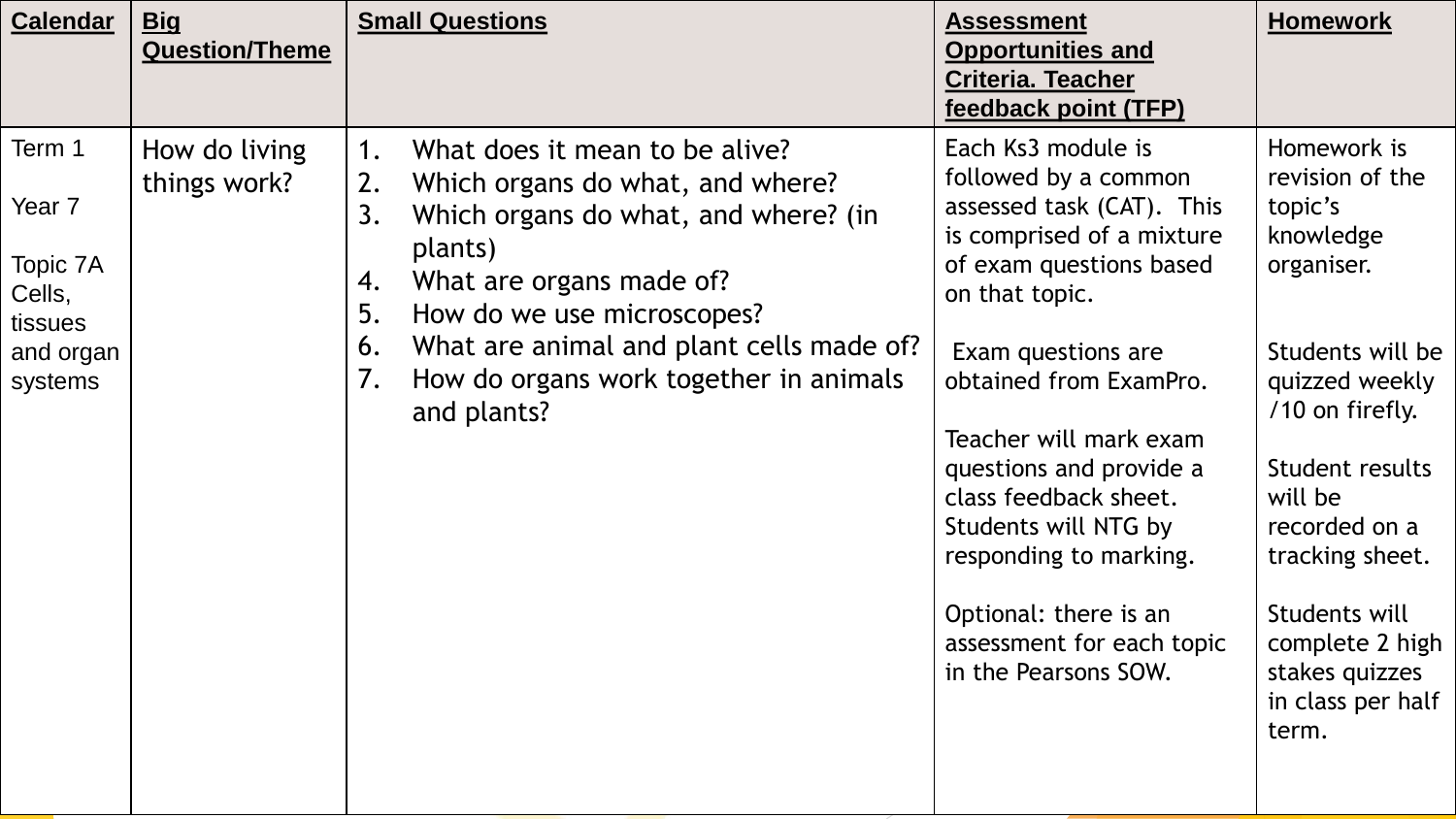| Calendar | Big Question/Theme | Small Questions | Assessment Opportunities and Criteria. Teacher feedback point (TFP) | Homework |
|---|---|---|---|---|
| Term 1<br><br>Year 7<br><br>Topic 7A Cells, tissues and organ systems | How do living things work? | 1. What does it mean to be alive?<br>2. Which organs do what, and where?<br>3. Which organs do what, and where? (in plants)<br>4. What are organs made of?<br>5. How do we use microscopes?<br>6. What are animal and plant cells made of?<br>7. How do organs work together in animals and plants? | Each Ks3 module is followed by a common assessed task (CAT). This is comprised of a mixture of exam questions based on that topic.<br><br>Exam questions are obtained from ExamPro.<br><br>Teacher will mark exam questions and provide a class feedback sheet. Students will NTG by responding to marking.<br><br>Optional: there is an assessment for each topic in the Pearsons SOW. | Homework is revision of the topic's knowledge organiser.<br><br>Students will be quizzed weekly /10 on firefly.<br><br>Student results will be recorded on a tracking sheet.<br><br>Students will complete 2 high stakes quizzes in class per half term. |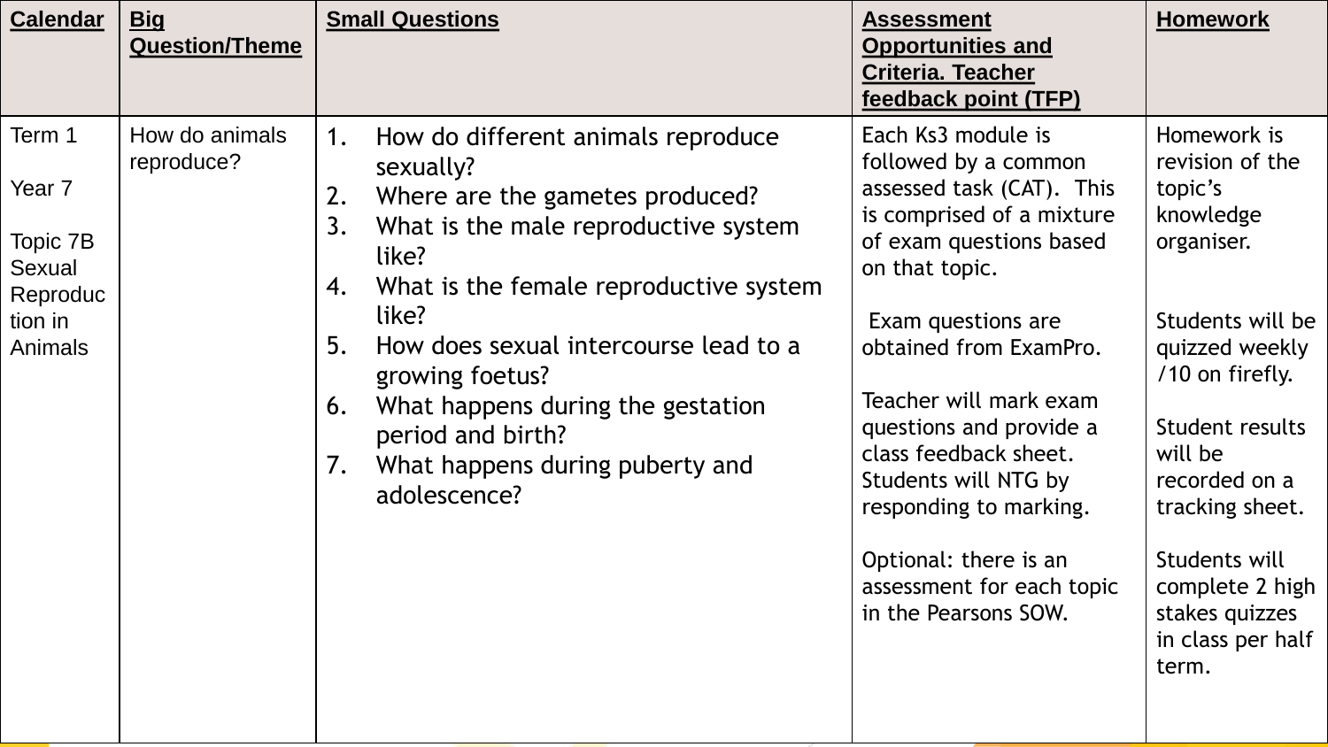| Calendar | Big Question/Theme | Small Questions | Assessment Opportunities and Criteria. Teacher feedback point (TFP) | Homework |
|---|---|---|---|---|
| Term 1<br><br>Year 7<br><br>Topic 7B Sexual Reproduction in Animals | How do animals reproduce? | 1. How do different animals reproduce sexually?<br>2. Where are the gametes produced?<br>3. What is the male reproductive system like?<br>4. What is the female reproductive system like?<br>5. How does sexual intercourse lead to a growing foetus?<br>6. What happens during the gestation period and birth?<br>7. What happens during puberty and adolescence? | Each Ks3 module is followed by a common assessed task (CAT). This is comprised of a mixture of exam questions based on that topic.<br><br>Exam questions are obtained from ExamPro.<br><br>Teacher will mark exam questions and provide a class feedback sheet. Students will NTG by responding to marking.<br><br>Optional: there is an assessment for each topic in the Pearsons SOW. | Homework is revision of the topic's knowledge organiser.<br><br>Students will be quizzed weekly /10 on firefly.<br><br>Student results will be recorded on a tracking sheet.<br><br>Students will complete 2 high stakes quizzes in class per half term. |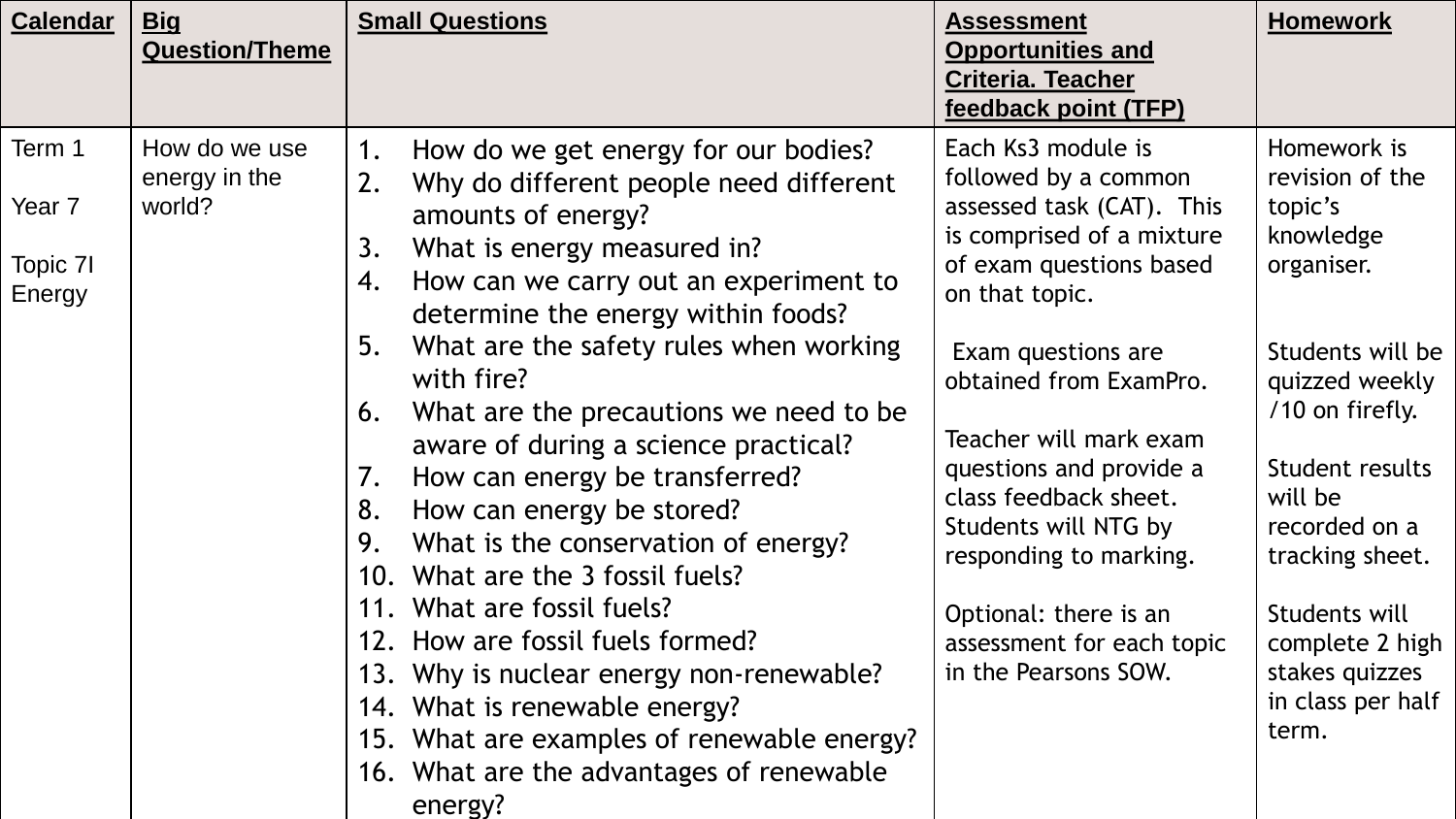| Calendar | Big Question/Theme | Small Questions | Assessment Opportunities and Criteria. Teacher feedback point (TFP) | Homework |
|---|---|---|---|---|
| Term 1<br><br>Year 7<br><br>Topic 7I Energy | How do we use energy in the world? | 1. How do we get energy for our bodies?<br>2. Why do different people need different amounts of energy?<br>3. What is energy measured in?<br>4. How can we carry out an experiment to determine the energy within foods?<br>5. What are the safety rules when working with fire?<br>6. What are the precautions we need to be aware of during a science practical?<br>7. How can energy be transferred?<br>8. How can energy be stored?<br>9. What is the conservation of energy?<br>10. What are the 3 fossil fuels?<br>11. What are fossil fuels?<br>12. How are fossil fuels formed?<br>13. Why is nuclear energy non-renewable?<br>14. What is renewable energy?<br>15. What are examples of renewable energy?<br>16. What are the advantages of renewable energy? | Each Ks3 module is followed by a common assessed task (CAT). This is comprised of a mixture of exam questions based on that topic.<br><br>Exam questions are obtained from ExamPro.<br><br>Teacher will mark exam questions and provide a class feedback sheet. Students will NTG by responding to marking.<br><br>Optional: there is an assessment for each topic in the Pearsons SOW. | Homework is revision of the topic's knowledge organiser.<br><br>Students will be quizzed weekly /10 on firefly.<br><br>Student results will be recorded on a tracking sheet.<br><br>Students will complete 2 high stakes quizzes in class per half term. |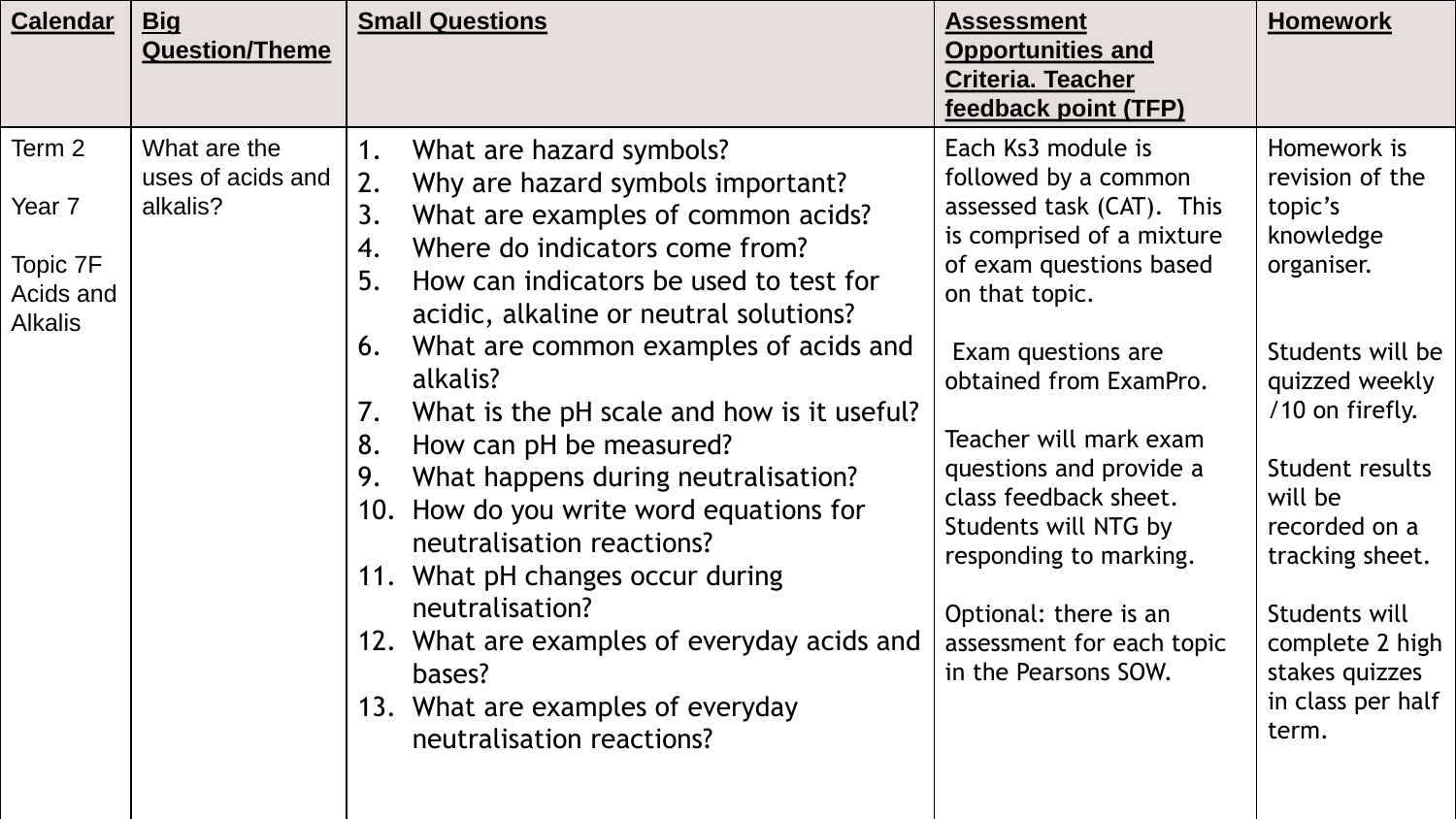| Calendar | Big Question/Theme | Small Questions | Assessment Opportunities and Criteria. Teacher feedback point (TFP) | Homework |
|---|---|---|---|---|
| Term 2<br><br>Year 7<br><br>Topic 7F Acids and Alkalis | What are the uses of acids and alkalis? | 1. What are hazard symbols?<br>2. Why are hazard symbols important?<br>3. What are examples of common acids?<br>4. Where do indicators come from?<br>5. How can indicators be used to test for acidic, alkaline or neutral solutions?<br>6. What are common examples of acids and alkalis?<br>7. What is the pH scale and how is it useful?<br>8. How can pH be measured?<br>9. What happens during neutralisation?<br>10. How do you write word equations for neutralisation reactions?<br>11. What pH changes occur during neutralisation?<br>12. What are examples of everyday acids and bases?<br>13. What are examples of everyday neutralisation reactions? | Each Ks3 module is followed by a common assessed task (CAT). This is comprised of a mixture of exam questions based on that topic.<br><br>Exam questions are obtained from ExamPro.<br><br>Teacher will mark exam questions and provide a class feedback sheet. Students will NTG by responding to marking.<br><br>Optional: there is an assessment for each topic in the Pearsons SOW. | Homework is revision of the topic's knowledge organiser.<br><br>Students will be quizzed weekly /10 on firefly.<br><br>Student results will be recorded on a tracking sheet.<br><br>Students will complete 2 high stakes quizzes in class per half term. |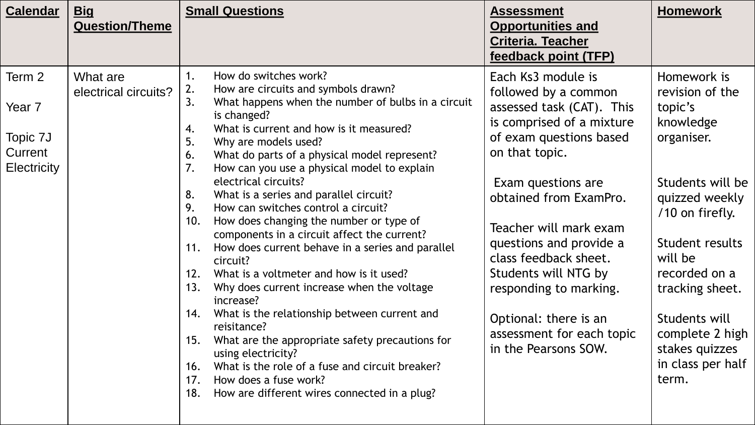| Calendar | Big Question/Theme | Small Questions | Assessment Opportunities and Criteria. Teacher feedback point (TFP) | Homework |
|---|---|---|---|---|
| Term 2<br><br>Year 7<br><br>Topic 7J Current Electricity | What are electrical circuits? | 1. How do switches work?<br>2. How are circuits and symbols drawn?<br>3. What happens when the number of bulbs in a circuit is changed?<br>4. What is current and how is it measured?<br>5. Why are models used?<br>6. What do parts of a physical model represent?<br>7. How can you use a physical model to explain electrical circuits?<br>8. What is a series and parallel circuit?<br>9. How can switches control a circuit?<br>10. How does changing the number or type of components in a circuit affect the current?<br>11. How does current behave in a series and parallel circuit?<br>12. What is a voltmeter and how is it used?<br>13. Why does current increase when the voltage increase?<br>14. What is the relationship between current and reisitance?<br>15. What are the appropriate safety precautions for using electricity?<br>16. What is the role of a fuse and circuit breaker?<br>17. How does a fuse work?<br>18. How are different wires connected in a plug? | Each Ks3 module is followed by a common assessed task (CAT). This is comprised of a mixture of exam questions based on that topic.<br><br>Exam questions are obtained from ExamPro.<br><br>Teacher will mark exam questions and provide a class feedback sheet. Students will NTG by responding to marking.<br><br>Optional: there is an assessment for each topic in the Pearsons SOW. | Homework is revision of the topic's knowledge organiser.<br><br>Students will be quizzed weekly /10 on firefly.<br><br>Student results will be recorded on a tracking sheet.<br><br>Students will complete 2 high stakes quizzes in class per half term. |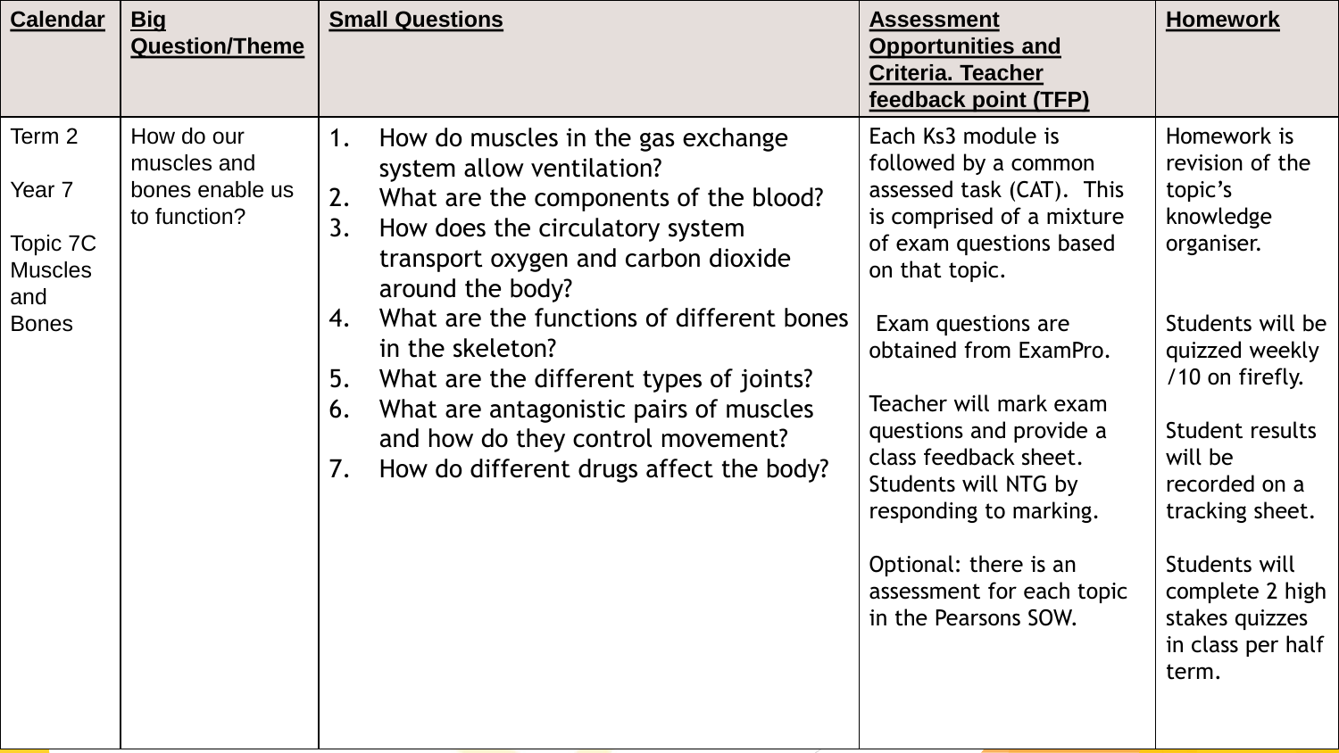| Calendar | Big Question/Theme | Small Questions | Assessment Opportunities and Criteria. Teacher feedback point (TFP) | Homework |
| --- | --- | --- | --- | --- |
| Term 2<br><br>Year 7<br><br>Topic 7C Muscles and Bones | How do our muscles and bones enable us to function? | 1. How do muscles in the gas exchange system allow ventilation?<br>2. What are the components of the blood?<br>3. How does the circulatory system transport oxygen and carbon dioxide around the body?<br>4. What are the functions of different bones in the skeleton?<br>5. What are the different types of joints?<br>6. What are antagonistic pairs of muscles and how do they control movement?<br>7. How do different drugs affect the body? | Each Ks3 module is followed by a common assessed task (CAT). This is comprised of a mixture of exam questions based on that topic.<br><br>Exam questions are obtained from ExamPro.<br><br>Teacher will mark exam questions and provide a class feedback sheet. Students will NTG by responding to marking.<br><br>Optional: there is an assessment for each topic in the Pearsons SOW. | Homework is revision of the topic's knowledge organiser.<br><br>Students will be quizzed weekly /10 on firefly.<br><br>Student results will be recorded on a tracking sheet.<br><br>Students will complete 2 high stakes quizzes in class per half term. |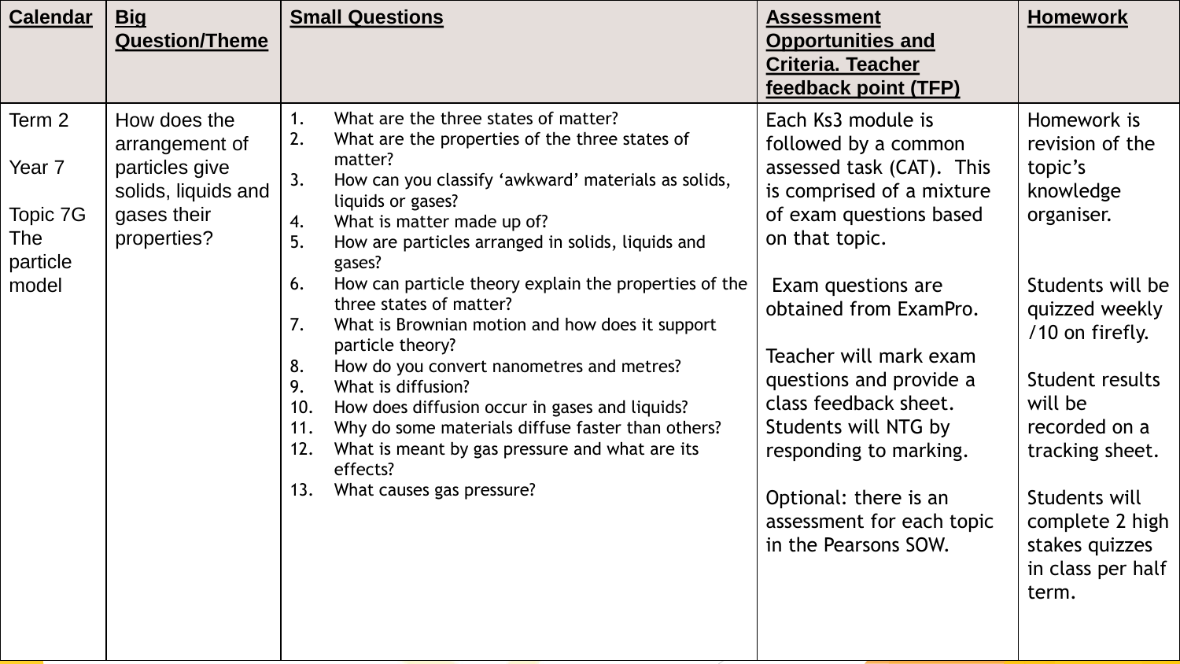| Calendar | Big Question/Theme | Small Questions | Assessment Opportunities and Criteria. Teacher feedback point (TFP) | Homework |
|---|---|---|---|---|
| Term 2<br><br>Year 7<br><br>Topic 7G The particle model | How does the arrangement of particles give solids, liquids and gases their properties? | 1. What are the three states of matter?<br>2. What are the properties of the three states of matter?<br>3. How can you classify 'awkward' materials as solids, liquids or gases?<br>4. What is matter made up of?<br>5. How are particles arranged in solids, liquids and gases?<br>6. How can particle theory explain the properties of the three states of matter?<br>7. What is Brownian motion and how does it support particle theory?<br>8. How do you convert nanometres and metres?<br>9. What is diffusion?<br>10. How does diffusion occur in gases and liquids?<br>11. Why do some materials diffuse faster than others?<br>12. What is meant by gas pressure and what are its effects?<br>13. What causes gas pressure? | Each Ks3 module is followed by a common assessed task (CAT). This is comprised of a mixture of exam questions based on that topic.<br><br>Exam questions are obtained from ExamPro.<br><br>Teacher will mark exam questions and provide a class feedback sheet. Students will NTG by responding to marking.<br><br>Optional: there is an assessment for each topic in the Pearsons SOW. | Homework is revision of the topic's knowledge organiser.<br><br>Students will be quizzed weekly /10 on firefly.<br><br>Student results will be recorded on a tracking sheet.<br><br>Students will complete 2 high stakes quizzes in class per half term. |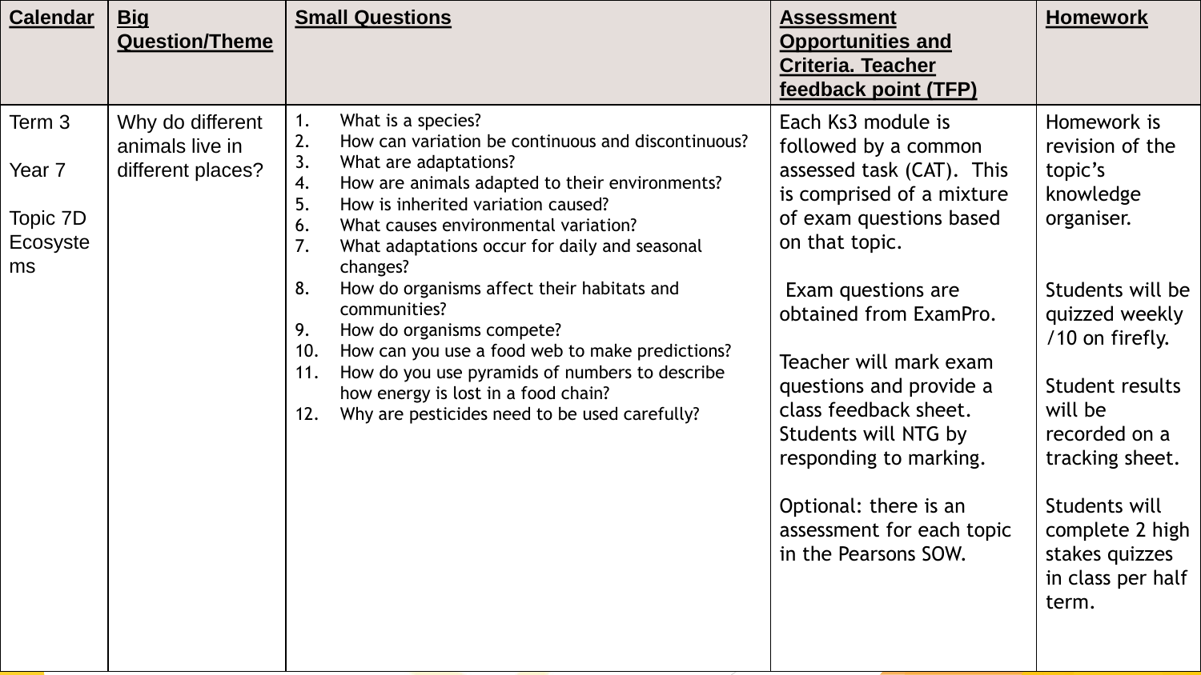| Calendar | Big Question/Theme | Small Questions | Assessment Opportunities and Criteria. Teacher feedback point (TFP) | Homework |
|---|---|---|---|---|
| Term 3<br><br>Year 7<br><br>Topic 7D Ecosystems | Why do different animals live in different places? | 1. What is a species?<br>2. How can variation be continuous and discontinuous?<br>3. What are adaptations?<br>4. How are animals adapted to their environments?<br>5. How is inherited variation caused?<br>6. What causes environmental variation?<br>7. What adaptations occur for daily and seasonal changes?<br>8. How do organisms affect their habitats and communities?<br>9. How do organisms compete?<br>10. How can you use a food web to make predictions?<br>11. How do you use pyramids of numbers to describe how energy is lost in a food chain?<br>12. Why are pesticides need to be used carefully? | Each Ks3 module is followed by a common assessed task (CAT). This is comprised of a mixture of exam questions based on that topic.<br><br>Exam questions are obtained from ExamPro.<br><br>Teacher will mark exam questions and provide a class feedback sheet. Students will NTG by responding to marking.<br><br>Optional: there is an assessment for each topic in the Pearsons SOW. | Homework is revision of the topic's knowledge organiser.<br><br>Students will be quizzed weekly /10 on firefly.<br><br>Student results will be recorded on a tracking sheet.<br><br>Students will complete 2 high stakes quizzes in class per half term. |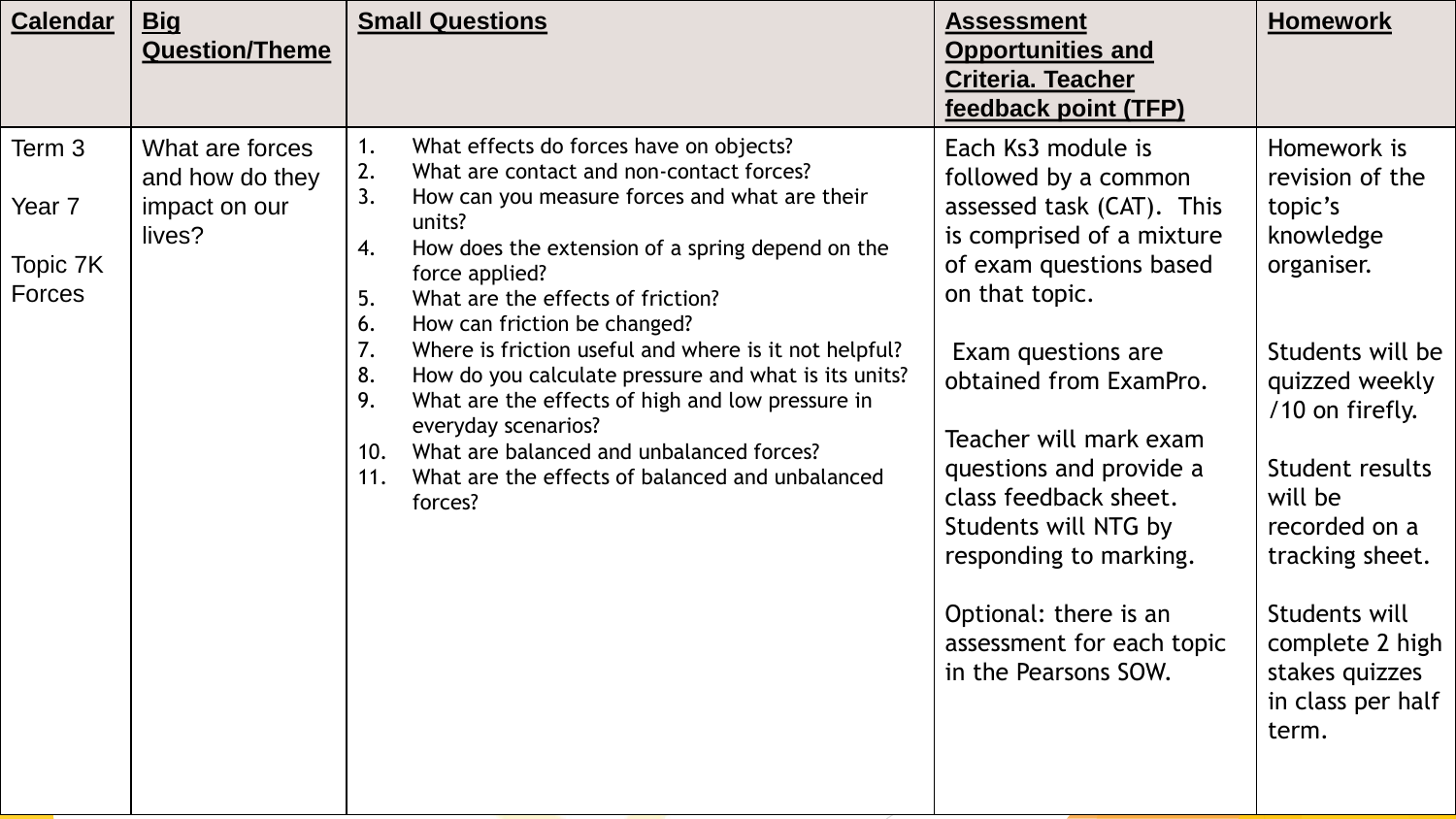| Calendar | Big Question/Theme | Small Questions | Assessment Opportunities and Criteria. Teacher feedback point (TFP) | Homework |
|---|---|---|---|---|
| Term 3<br><br>Year 7<br><br>Topic 7K Forces | What are forces and how do they impact on our lives? | 1. What effects do forces have on objects?<br>2. What are contact and non-contact forces?<br>3. How can you measure forces and what are their units?<br>4. How does the extension of a spring depend on the force applied?<br>5. What are the effects of friction?<br>6. How can friction be changed?<br>7. Where is friction useful and where is it not helpful?<br>8. How do you calculate pressure and what is its units?<br>9. What are the effects of high and low pressure in everyday scenarios?<br>10. What are balanced and unbalanced forces?<br>11. What are the effects of balanced and unbalanced forces? | Each Ks3 module is followed by a common assessed task (CAT). This is comprised of a mixture of exam questions based on that topic.<br><br>Exam questions are obtained from ExamPro.<br><br>Teacher will mark exam questions and provide a class feedback sheet. Students will NTG by responding to marking.<br><br>Optional: there is an assessment for each topic in the Pearsons SOW. | Homework is revision of the topic's knowledge organiser.<br><br>Students will be quizzed weekly /10 on firefly.<br><br>Student results will be recorded on a tracking sheet.<br><br>Students will complete 2 high stakes quizzes in class per half term. |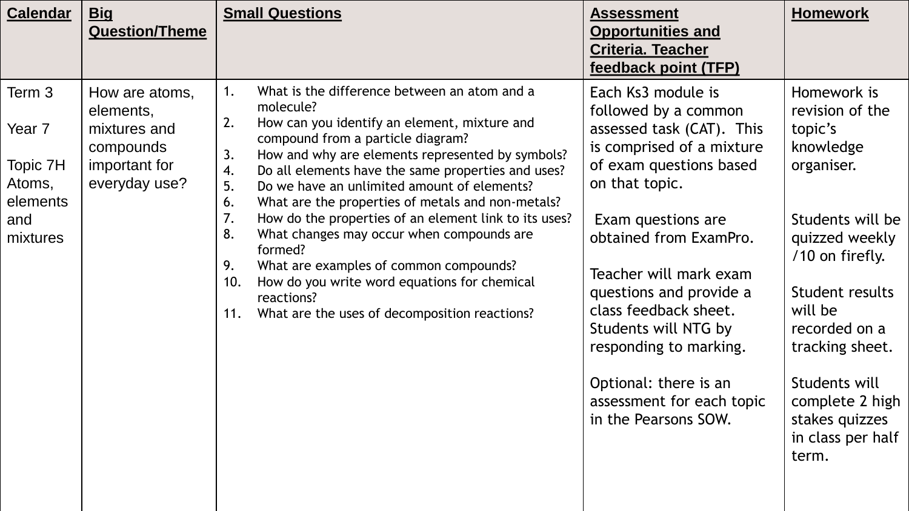| Calendar | Big Question/Theme | Small Questions | Assessment Opportunities and Criteria. Teacher feedback point (TFP) | Homework |
| --- | --- | --- | --- | --- |
| Term 3<br><br>Year 7<br><br>Topic 7H Atoms, elements and mixtures | How are atoms, elements, mixtures and compounds important for everyday use? | 1. What is the difference between an atom and a molecule?<br>2. How can you identify an element, mixture and compound from a particle diagram?<br>3. How and why are elements represented by symbols?<br>4. Do all elements have the same properties and uses?<br>5. Do we have an unlimited amount of elements?<br>6. What are the properties of metals and non-metals?<br>7. How do the properties of an element link to its uses?<br>8. What changes may occur when compounds are formed?<br>9. What are examples of common compounds?<br>10. How do you write word equations for chemical reactions?<br>11. What are the uses of decomposition reactions? | Each Ks3 module is followed by a common assessed task (CAT). This is comprised of a mixture of exam questions based on that topic.<br><br>Exam questions are obtained from ExamPro.<br><br>Teacher will mark exam questions and provide a class feedback sheet. Students will NTG by responding to marking.<br><br>Optional: there is an assessment for each topic in the Pearsons SOW. | Homework is revision of the topic's knowledge organiser.<br><br>Students will be quizzed weekly /10 on firefly.<br><br>Student results will be recorded on a tracking sheet.<br><br>Students will complete 2 high stakes quizzes in class per half term. |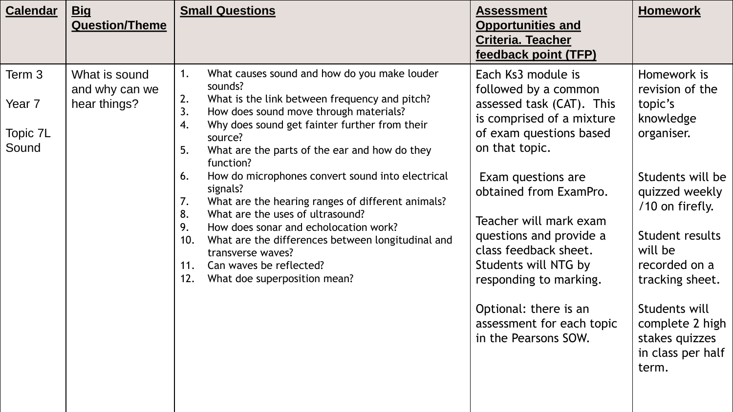| Calendar | Big Question/Theme | Small Questions | Assessment Opportunities and Criteria. Teacher feedback point (TFP) | Homework |
|---|---|---|---|---|
| Term 3<br><br>Year 7<br><br>Topic 7L Sound | What is sound and why can we hear things? | 1. What causes sound and how do you make louder sounds?<br>2. What is the link between frequency and pitch?<br>3. How does sound move through materials?<br>4. Why does sound get fainter further from their source?<br>5. What are the parts of the ear and how do they function?<br>6. How do microphones convert sound into electrical signals?<br>7. What are the hearing ranges of different animals?<br>8. What are the uses of ultrasound?<br>9. How does sonar and echolocation work?<br>10. What are the differences between longitudinal and transverse waves?<br>11. Can waves be reflected?<br>12. What doe superposition mean? | Each Ks3 module is followed by a common assessed task (CAT). This is comprised of a mixture of exam questions based on that topic.<br><br>Exam questions are obtained from ExamPro.<br><br>Teacher will mark exam questions and provide a class feedback sheet. Students will NTG by responding to marking.<br><br>Optional: there is an assessment for each topic in the Pearsons SOW. | Homework is revision of the topic's knowledge organiser.<br><br>Students will be quizzed weekly /10 on firefly.<br><br>Student results will be recorded on a tracking sheet.<br><br>Students will complete 2 high stakes quizzes in class per half term. |